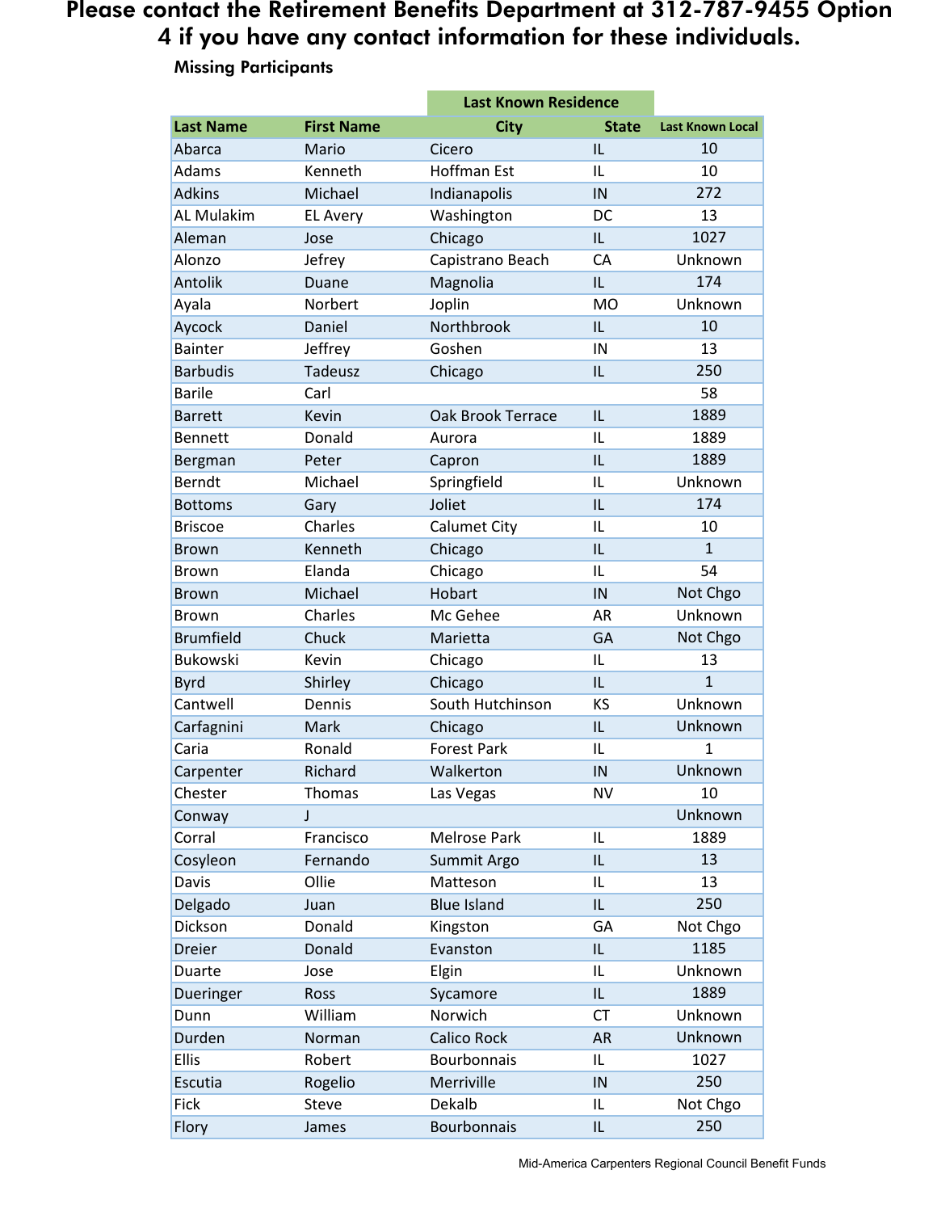# Please contact the Retirement Benefits Department at 312-787-9455 Option 4 if you have any contact information for these individuals.

### Missing Participants

| | | Last Known Residence | | |
|---|---|---|---|---|
| Last Name | First Name | City | State | Last Known Local |
| Abarca | Mario | Cicero | IL | 10 |
| Adams | Kenneth | Hoffman Est | IL | 10 |
| Adkins | Michael | Indianapolis | IN | 272 |
| AL Mulakim | EL Avery | Washington | DC | 13 |
| Aleman | Jose | Chicago | IL | 1027 |
| Alonzo | Jefrey | Capistrano Beach | CA | Unknown |
| Antolik | Duane | Magnolia | IL | 174 |
| Ayala | Norbert | Joplin | MO | Unknown |
| Aycock | Daniel | Northbrook | IL | 10 |
| Bainter | Jeffrey | Goshen | IN | 13 |
| Barbudis | Tadeusz | Chicago | IL | 250 |
| Barile | Carl | | | 58 |
| Barrett | Kevin | Oak Brook Terrace | IL | 1889 |
| Bennett | Donald | Aurora | IL | 1889 |
| Bergman | Peter | Capron | IL | 1889 |
| Berndt | Michael | Springfield | IL | Unknown |
| Bottoms | Gary | Joliet | IL | 174 |
| Briscoe | Charles | Calumet City | IL | 10 |
| Brown | Kenneth | Chicago | IL | 1 |
| Brown | Elanda | Chicago | IL | 54 |
| Brown | Michael | Hobart | IN | Not Chgo |
| Brown | Charles | Mc Gehee | AR | Unknown |
| Brumfield | Chuck | Marietta | GA | Not Chgo |
| Bukowski | Kevin | Chicago | IL | 13 |
| Byrd | Shirley | Chicago | IL | 1 |
| Cantwell | Dennis | South Hutchinson | KS | Unknown |
| Carfagnini | Mark | Chicago | IL | Unknown |
| Caria | Ronald | Forest Park | IL | 1 |
| Carpenter | Richard | Walkerton | IN | Unknown |
| Chester | Thomas | Las Vegas | NV | 10 |
| Conway | J | | | Unknown |
| Corral | Francisco | Melrose Park | IL | 1889 |
| Cosyleon | Fernando | Summit Argo | IL | 13 |
| Davis | Ollie | Matteson | IL | 13 |
| Delgado | Juan | Blue Island | IL | 250 |
| Dickson | Donald | Kingston | GA | Not Chgo |
| Dreier | Donald | Evanston | IL | 1185 |
| Duarte | Jose | Elgin | IL | Unknown |
| Dueringer | Ross | Sycamore | IL | 1889 |
| Dunn | William | Norwich | CT | Unknown |
| Durden | Norman | Calico Rock | AR | Unknown |
| Ellis | Robert | Bourbonnais | IL | 1027 |
| Escutia | Rogelio | Merriville | IN | 250 |
| Fick | Steve | Dekalb | IL | Not Chgo |
| Flory | James | Bourbonnais | IL | 250 |

Mid-America Carpenters Regional Council Benefit Funds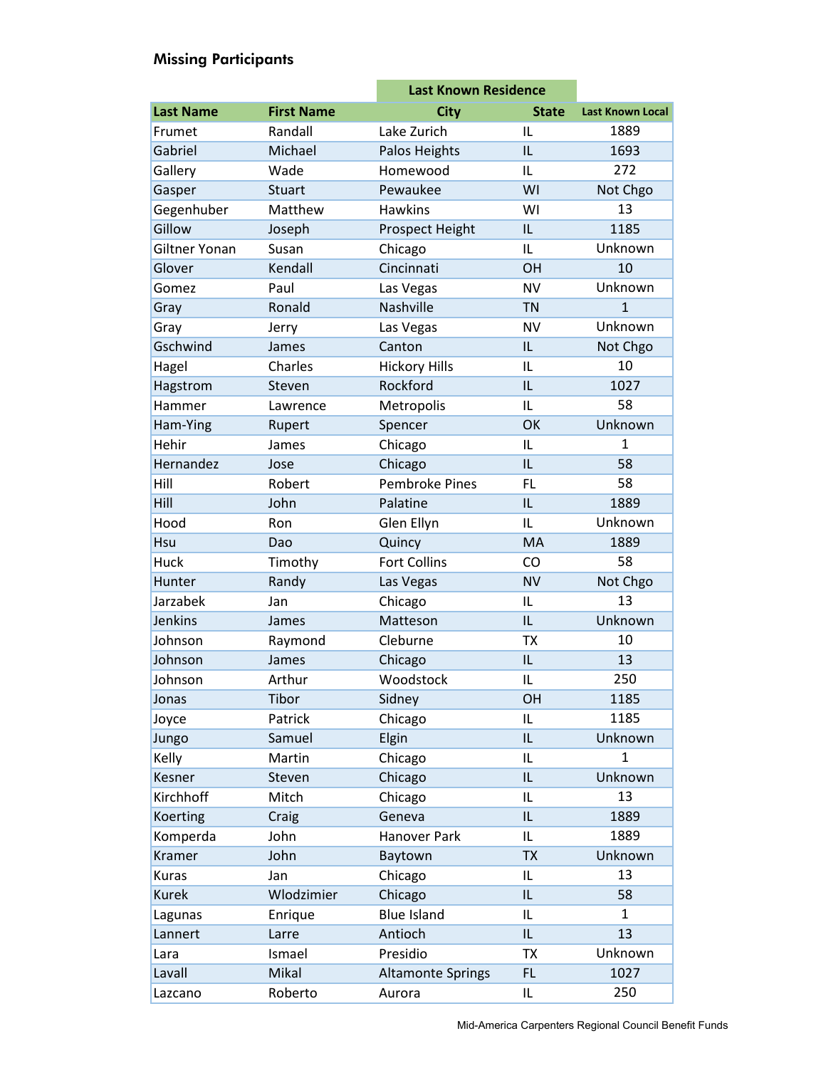## Missing Participants

| | | Last Known Residence | | |
|---|---|---|---|---|
| Last Name | First Name | City | State | Last Known Local |
| Frumet | Randall | Lake Zurich | IL | 1889 |
| Gabriel | Michael | Palos Heights | IL | 1693 |
| Gallery | Wade | Homewood | IL | 272 |
| Gasper | Stuart | Pewaukee | WI | Not Chgo |
| Gegenhuber | Matthew | Hawkins | WI | 13 |
| Gillow | Joseph | Prospect Height | IL | 1185 |
| Giltner Yonan | Susan | Chicago | IL | Unknown |
| Glover | Kendall | Cincinnati | OH | 10 |
| Gomez | Paul | Las Vegas | NV | Unknown |
| Gray | Ronald | Nashville | TN | 1 |
| Gray | Jerry | Las Vegas | NV | Unknown |
| Gschwind | James | Canton | IL | Not Chgo |
| Hagel | Charles | Hickory Hills | IL | 10 |
| Hagstrom | Steven | Rockford | IL | 1027 |
| Hammer | Lawrence | Metropolis | IL | 58 |
| Ham-Ying | Rupert | Spencer | OK | Unknown |
| Hehir | James | Chicago | IL | 1 |
| Hernandez | Jose | Chicago | IL | 58 |
| Hill | Robert | Pembroke Pines | FL | 58 |
| Hill | John | Palatine | IL | 1889 |
| Hood | Ron | Glen Ellyn | IL | Unknown |
| Hsu | Dao | Quincy | MA | 1889 |
| Huck | Timothy | Fort Collins | CO | 58 |
| Hunter | Randy | Las Vegas | NV | Not Chgo |
| Jarzabek | Jan | Chicago | IL | 13 |
| Jenkins | James | Matteson | IL | Unknown |
| Johnson | Raymond | Cleburne | TX | 10 |
| Johnson | James | Chicago | IL | 13 |
| Johnson | Arthur | Woodstock | IL | 250 |
| Jonas | Tibor | Sidney | OH | 1185 |
| Joyce | Patrick | Chicago | IL | 1185 |
| Jungo | Samuel | Elgin | IL | Unknown |
| Kelly | Martin | Chicago | IL | 1 |
| Kesner | Steven | Chicago | IL | Unknown |
| Kirchhoff | Mitch | Chicago | IL | 13 |
| Koerting | Craig | Geneva | IL | 1889 |
| Komperda | John | Hanover Park | IL | 1889 |
| Kramer | John | Baytown | TX | Unknown |
| Kuras | Jan | Chicago | IL | 13 |
| Kurek | Wlodzimier | Chicago | IL | 58 |
| Lagunas | Enrique | Blue Island | IL | 1 |
| Lannert | Larre | Antioch | IL | 13 |
| Lara | Ismael | Presidio | TX | Unknown |
| Lavall | Mikal | Altamonte Springs | FL | 1027 |
| Lazcano | Roberto | Aurora | IL | 250 |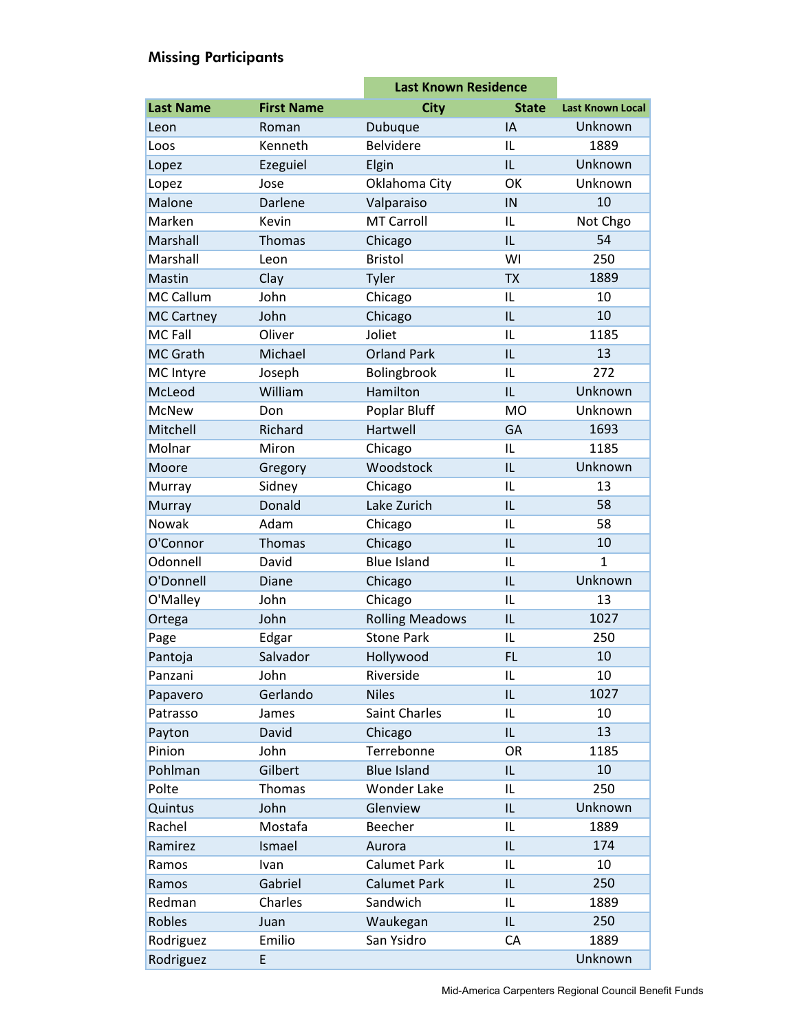## Missing Participants

| | | Last Known Residence | | |
|---|---|---|---|---|
| **Last Name** | **First Name** | **City** | **State** | **Last Known Local** |
| Leon | Roman | Dubuque | IA | Unknown |
| Loos | Kenneth | Belvidere | IL | 1889 |
| Lopez | Ezeguiel | Elgin | IL | Unknown |
| Lopez | Jose | Oklahoma City | OK | Unknown |
| Malone | Darlene | Valparaiso | IN | 10 |
| Marken | Kevin | MT Carroll | IL | Not Chgo |
| Marshall | Thomas | Chicago | IL | 54 |
| Marshall | Leon | Bristol | WI | 250 |
| Mastin | Clay | Tyler | TX | 1889 |
| MC Callum | John | Chicago | IL | 10 |
| MC Cartney | John | Chicago | IL | 10 |
| MC Fall | Oliver | Joliet | IL | 1185 |
| MC Grath | Michael | Orland Park | IL | 13 |
| MC Intyre | Joseph | Bolingbrook | IL | 272 |
| McLeod | William | Hamilton | IL | Unknown |
| McNew | Don | Poplar Bluff | MO | Unknown |
| Mitchell | Richard | Hartwell | GA | 1693 |
| Molnar | Miron | Chicago | IL | 1185 |
| Moore | Gregory | Woodstock | IL | Unknown |
| Murray | Sidney | Chicago | IL | 13 |
| Murray | Donald | Lake Zurich | IL | 58 |
| Nowak | Adam | Chicago | IL | 58 |
| O'Connor | Thomas | Chicago | IL | 10 |
| Odonnell | David | Blue Island | IL | 1 |
| O'Donnell | Diane | Chicago | IL | Unknown |
| O'Malley | John | Chicago | IL | 13 |
| Ortega | John | Rolling Meadows | IL | 1027 |
| Page | Edgar | Stone Park | IL | 250 |
| Pantoja | Salvador | Hollywood | FL | 10 |
| Panzani | John | Riverside | IL | 10 |
| Papavero | Gerlando | Niles | IL | 1027 |
| Patrasso | James | Saint Charles | IL | 10 |
| Payton | David | Chicago | IL | 13 |
| Pinion | John | Terrebonne | OR | 1185 |
| Pohlman | Gilbert | Blue Island | IL | 10 |
| Polte | Thomas | Wonder Lake | IL | 250 |
| Quintus | John | Glenview | IL | Unknown |
| Rachel | Mostafa | Beecher | IL | 1889 |
| Ramirez | Ismael | Aurora | IL | 174 |
| Ramos | Ivan | Calumet Park | IL | 10 |
| Ramos | Gabriel | Calumet Park | IL | 250 |
| Redman | Charles | Sandwich | IL | 1889 |
| Robles | Juan | Waukegan | IL | 250 |
| Rodriguez | Emilio | San Ysidro | CA | 1889 |
| Rodriguez | E | | | Unknown |

Mid-America Carpenters Regional Council Benefit Funds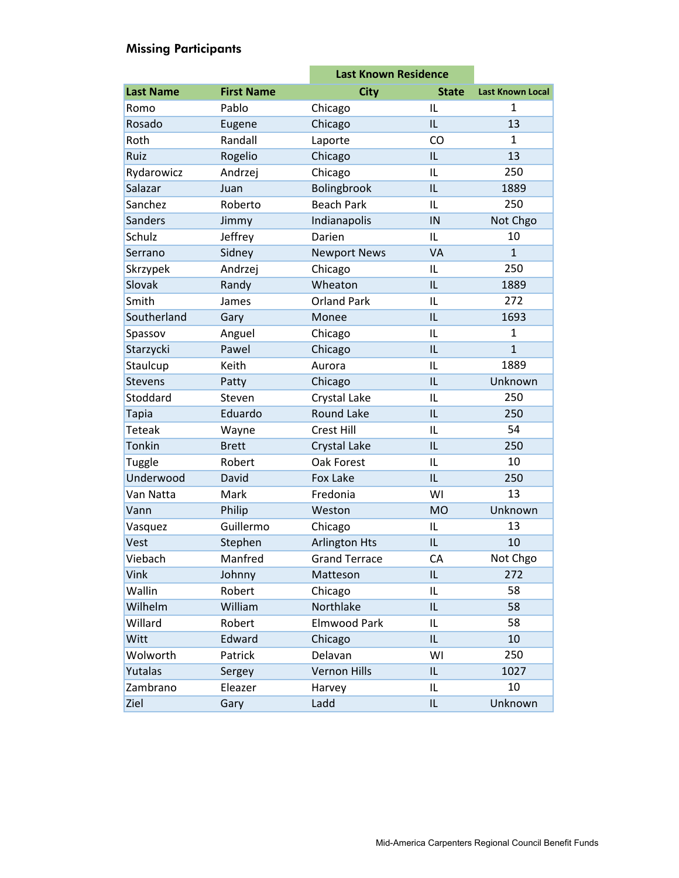**Missing Participants**

| | | Last Known Residence | | |
|---|---|---|---|---|
| Last Name | First Name | City | State | Last Known Local |
| Romo | Pablo | Chicago | IL | 1 |
| Rosado | Eugene | Chicago | IL | 13 |
| Roth | Randall | Laporte | CO | 1 |
| Ruiz | Rogelio | Chicago | IL | 13 |
| Rydarowicz | Andrzej | Chicago | IL | 250 |
| Salazar | Juan | Bolingbrook | IL | 1889 |
| Sanchez | Roberto | Beach Park | IL | 250 |
| Sanders | Jimmy | Indianapolis | IN | Not Chgo |
| Schulz | Jeffrey | Darien | IL | 10 |
| Serrano | Sidney | Newport News | VA | 1 |
| Skrzypek | Andrzej | Chicago | IL | 250 |
| Slovak | Randy | Wheaton | IL | 1889 |
| Smith | James | Orland Park | IL | 272 |
| Southerland | Gary | Monee | IL | 1693 |
| Spassov | Anguel | Chicago | IL | 1 |
| Starzycki | Pawel | Chicago | IL | 1 |
| Staulcup | Keith | Aurora | IL | 1889 |
| Stevens | Patty | Chicago | IL | Unknown |
| Stoddard | Steven | Crystal Lake | IL | 250 |
| Tapia | Eduardo | Round Lake | IL | 250 |
| Teteak | Wayne | Crest Hill | IL | 54 |
| Tonkin | Brett | Crystal Lake | IL | 250 |
| Tuggle | Robert | Oak Forest | IL | 10 |
| Underwood | David | Fox Lake | IL | 250 |
| Van Natta | Mark | Fredonia | WI | 13 |
| Vann | Philip | Weston | MO | Unknown |
| Vasquez | Guillermo | Chicago | IL | 13 |
| Vest | Stephen | Arlington Hts | IL | 10 |
| Viebach | Manfred | Grand Terrace | CA | Not Chgo |
| Vink | Johnny | Matteson | IL | 272 |
| Wallin | Robert | Chicago | IL | 58 |
| Wilhelm | William | Northlake | IL | 58 |
| Willard | Robert | Elmwood Park | IL | 58 |
| Witt | Edward | Chicago | IL | 10 |
| Wolworth | Patrick | Delavan | WI | 250 |
| Yutalas | Sergey | Vernon Hills | IL | 1027 |
| Zambrano | Eleazer | Harvey | IL | 10 |
| Ziel | Gary | Ladd | IL | Unknown |

Mid-America Carpenters Regional Council Benefit Funds